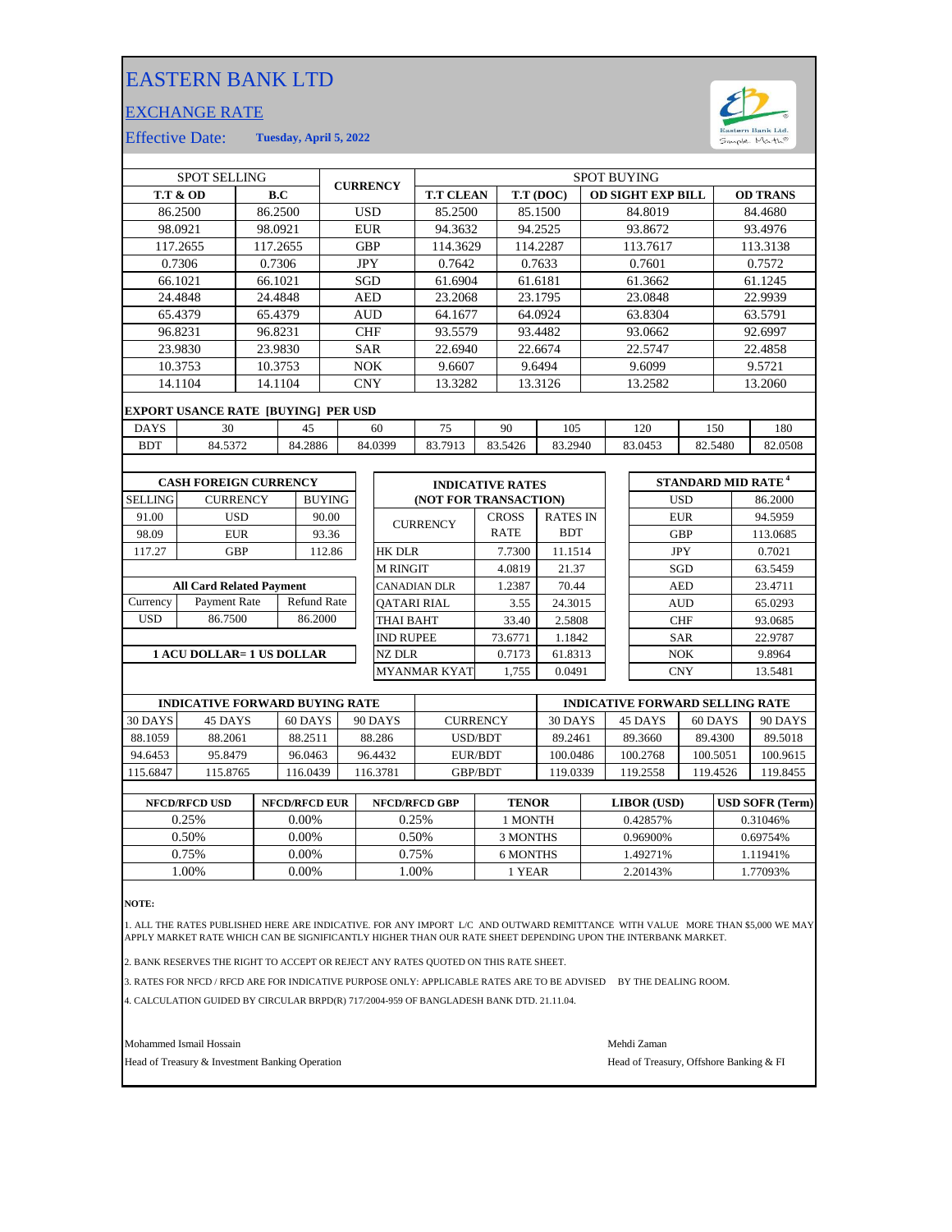# EASTERN BANK LTD

## EXCHANGE RATE

Effective Date: **Tuesday, April 5, 2022**

| SPOT SELLING | | CURRENCY | SPOT BUYING | | | |
|---|---|---|---|---|---|---|
| **T.T & OD** | **B.C** | | **T.T CLEAN** | **T.T (DOC)** | **OD SIGHT EXP BILL** | **OD TRANS** |
| 86.2500 | 86.2500 | USD | 85.2500 | 85.1500 | 84.8019 | 84.4680 |
| 98.0921 | 98.0921 | EUR | 94.3632 | 94.2525 | 93.8672 | 93.4976 |
| 117.2655 | 117.2655 | GBP | 114.3629 | 114.2287 | 113.7617 | 113.3138 |
| 0.7306 | 0.7306 | JPY | 0.7642 | 0.7633 | 0.7601 | 0.7572 |
| 66.1021 | 66.1021 | SGD | 61.6904 | 61.6181 | 61.3662 | 61.1245 |
| 24.4848 | 24.4848 | AED | 23.2068 | 23.1795 | 23.0848 | 22.9939 |
| 65.4379 | 65.4379 | AUD | 64.1677 | 64.0924 | 63.8304 | 63.5791 |
| 96.8231 | 96.8231 | CHF | 93.5579 | 93.4482 | 93.0662 | 92.6997 |
| 23.9830 | 23.9830 | SAR | 22.6940 | 22.6674 | 22.5747 | 22.4858 |
| 10.3753 | 10.3753 | NOK | 9.6607 | 9.6494 | 9.6099 | 9.5721 |
| 14.1104 | 14.1104 | CNY | 13.3282 | 13.3126 | 13.2582 | 13.2060 |

**EXPORT USANCE RATE [BUYING] PER USD**

| DAYS | 30 | 45 | 60 | 75 | 90 | 105 | 120 | 150 | 180 |
|---|---|---|---|---|---|---|---|---|---|
| BDT | 84.5372 | 84.2886 | 84.0399 | 83.7913 | 83.5426 | 83.2940 | 83.0453 | 82.5480 | 82.0508 |

**CASH FOREIGN CURRENCY**

| SELLING | CURRENCY | BUYING |
|---|---|---|
| 91.00 | USD | 90.00 |
| 98.09 | EUR | 93.36 |
| 117.27 | GBP | 112.86 |

**All Card Related Payment**

| Currency | Payment Rate | Refund Rate |
|---|---|---|
| USD | 86.7500 | 86.2000 |

**1 ACU DOLLAR= 1 US DOLLAR**

**INDICATIVE RATES (NOT FOR TRANSACTION)**

| CURRENCY | CROSS RATE | RATES IN BDT |
|---|---|---|
| HK DLR | 7.7300 | 11.1514 |
| M RINGIT | 4.0819 | 21.37 |
| CANADIAN DLR | 1.2387 | 70.44 |
| QATARI RIAL | 3.55 | 24.3015 |
| THAI BAHT | 33.40 | 2.5808 |
| IND RUPEE | 73.6771 | 1.1842 |
| NZ DLR | 0.7173 | 61.8313 |
| MYANMAR KYAT | 1,755 | 0.0491 |

**STANDARD MID RATE [4]**

| Currency | Rate |
|---|---|
| USD | 86.2000 |
| EUR | 94.5959 |
| GBP | 113.0685 |
| JPY | 0.7021 |
| SGD | 63.5459 |
| AED | 23.4711 |
| AUD | 65.0293 |
| CHF | 93.0685 |
| SAR | 22.9787 |
| NOK | 9.8964 |
| CNY | 13.5481 |

| INDICATIVE FORWARD BUYING RATE | | | | CURRENCY | INDICATIVE FORWARD SELLING RATE | | | |
|---|---|---|---|---|---|---|---|---|
| 30 DAYS | 45 DAYS | 60 DAYS | 90 DAYS | | 30 DAYS | 45 DAYS | 60 DAYS | 90 DAYS |
| 88.1059 | 88.2061 | 88.2511 | 88.286 | USD/BDT | 89.2461 | 89.3660 | 89.4300 | 89.5018 |
| 94.6453 | 95.8479 | 96.0463 | 96.4432 | EUR/BDT | 100.0486 | 100.2768 | 100.5051 | 100.9615 |
| 115.6847 | 115.8765 | 116.0439 | 116.3781 | GBP/BDT | 119.0339 | 119.2558 | 119.4526 | 119.8455 |

| NFCD/RFCD USD | NFCD/RFCD EUR | NFCD/RFCD GBP | TENOR | LIBOR (USD) | USD SOFR (Term) |
|---|---|---|---|---|---|
| 0.25% | 0.00% | 0.25% | 1 MONTH | 0.42857% | 0.31046% |
| 0.50% | 0.00% | 0.50% | 3 MONTHS | 0.96900% | 0.69754% |
| 0.75% | 0.00% | 0.75% | 6 MONTHS | 1.49271% | 1.11941% |
| 1.00% | 0.00% | 1.00% | 1 YEAR | 2.20143% | 1.77093% |

**NOTE:**

1. ALL THE RATES PUBLISHED HERE ARE INDICATIVE. FOR ANY IMPORT L/C AND OUTWARD REMITTANCE WITH VALUE MORE THAN $5,000 WE MAY APPLY MARKET RATE WHICH CAN BE SIGNIFICANTLY HIGHER THAN OUR RATE SHEET DEPENDING UPON THE INTERBANK MARKET.

2. BANK RESERVES THE RIGHT TO ACCEPT OR REJECT ANY RATES QUOTED ON THIS RATE SHEET.

3. RATES FOR NFCD / RFCD ARE FOR INDICATIVE PURPOSE ONLY: APPLICABLE RATES ARE TO BE ADVISED BY THE DEALING ROOM.

4. CALCULATION GUIDED BY CIRCULAR BRPD(R) 717/2004-959 OF BANGLADESH BANK DTD. 21.11.04.

Mohammed Ismail Hossain
Head of Treasury & Investment Banking Operation

Mehdi Zaman
Head of Treasury, Offshore Banking & FI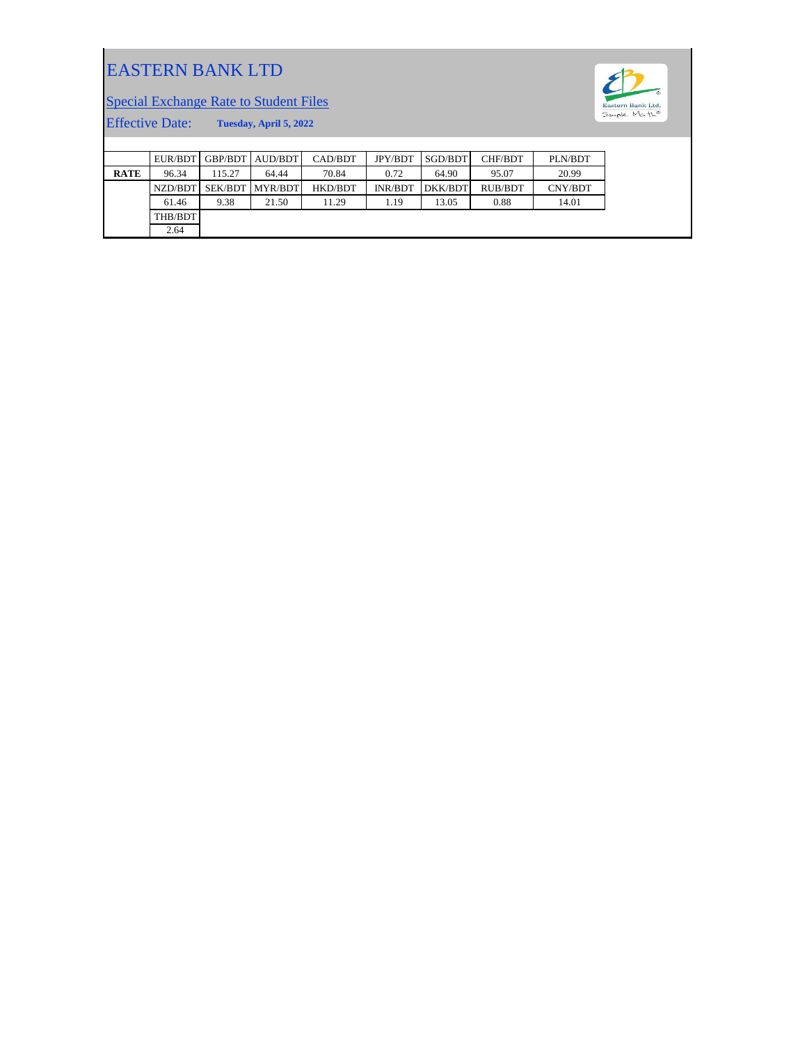# EASTERN BANK LTD

Special Exchange Rate to Student Files

Effective Date: **Tuesday, April 5, 2022**

| | | | | | | | | |
|---|---|---|---|---|---|---|---|---|
| | EUR/BDT | GBP/BDT | AUD/BDT | CAD/BDT | JPY/BDT | SGD/BDT | CHF/BDT | PLN/BDT |
| **RATE** | 96.34 | 115.27 | 64.44 | 70.84 | 0.72 | 64.90 | 95.07 | 20.99 |
| | NZD/BDT | SEK/BDT | MYR/BDT | HKD/BDT | INR/BDT | DKK/BDT | RUB/BDT | CNY/BDT |
| | 61.46 | 9.38 | 21.50 | 11.29 | 1.19 | 13.05 | 0.88 | 14.01 |
| | THB/BDT | | | | | | | |
| | 2.64 | | | | | | | |